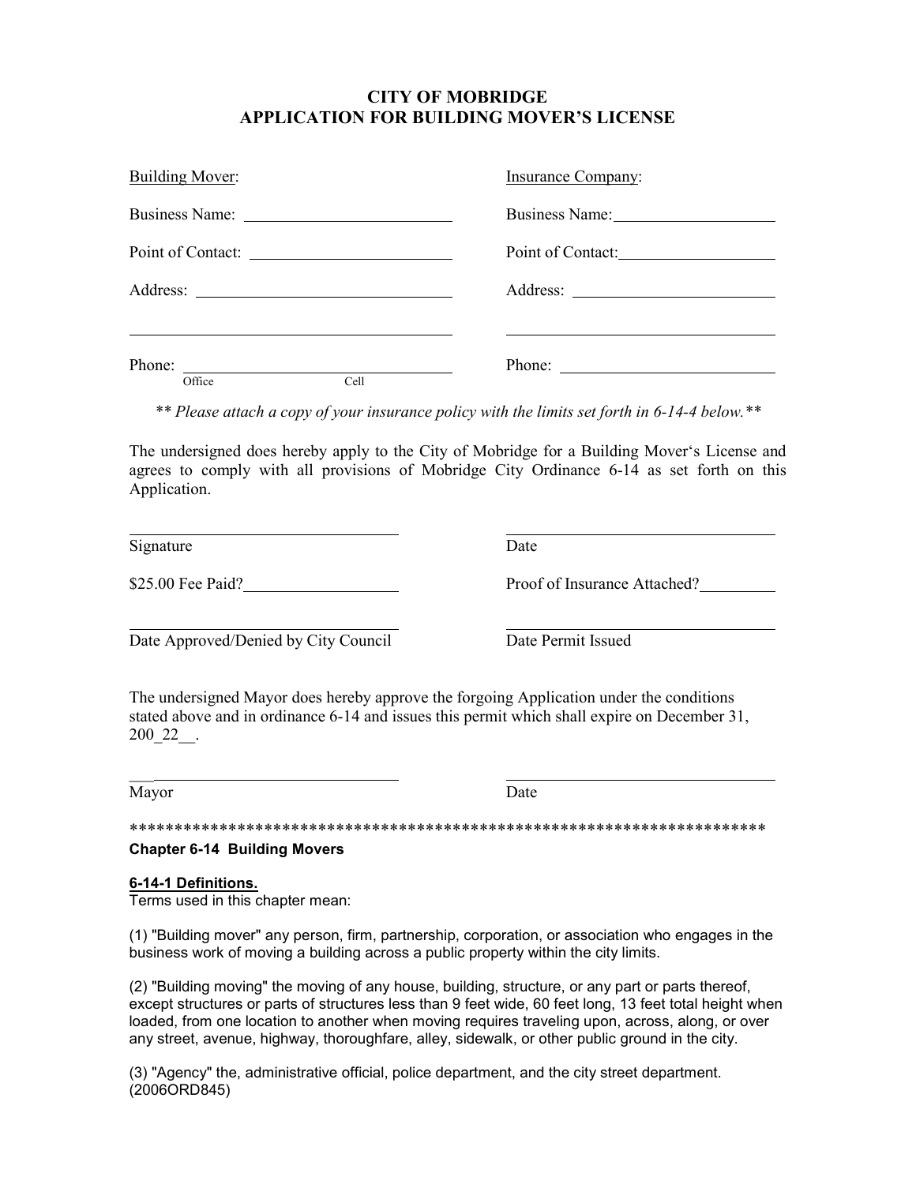# CITY OF MOBRIDGE
# APPLICATION FOR BUILDING MOVER'S LICENSE

| Building Mover: | Insurance Company: |
|---|---|
| Business Name: ______________________ | Business Name: ______________________ |
| Point of Contact: ______________________ | Point of Contact: ______________________ |
| Address: ______________________ | Address: ______________________ |
| ______________________ | ______________________ |
| Phone: ______________________ (Office / Cell) | Phone: ______________________ |

*\*\* Please attach a copy of your insurance policy with the limits set forth in 6-14-4 below.\*\**

The undersigned does hereby apply to the City of Mobridge for a Building Mover's License and agrees to comply with all provisions of Mobridge City Ordinance 6-14 as set forth on this Application.

______________________ ______________________
Signature Date

$25.00 Fee Paid? ______________ Proof of Insurance Attached? ______________

______________________ ______________________
Date Approved/Denied by City Council Date Permit Issued

The undersigned Mayor does hereby approve the forgoing Application under the conditions stated above and in ordinance 6-14 and issues this permit which shall expire on December 31, 200_22__.

______________________ ______________________
Mayor Date

\*\*\*\*\*\*\*\*\*\*\*\*\*\*\*\*\*\*\*\*\*\*\*\*\*\*\*\*\*\*\*\*\*\*\*\*\*\*\*\*\*\*\*\*\*\*\*\*\*\*\*\*\*\*\*\*\*\*\*\*\*\*\*\*\*\*\*\*\*\*\*\*

**Chapter 6-14 Building Movers**

**6-14-1 Definitions.**
Terms used in this chapter mean:

(1) "Building mover" any person, firm, partnership, corporation, or association who engages in the business work of moving a building across a public property within the city limits.

(2) "Building moving" the moving of any house, building, structure, or any part or parts thereof, except structures or parts of structures less than 9 feet wide, 60 feet long, 13 feet total height when loaded, from one location to another when moving requires traveling upon, across, along, or over any street, avenue, highway, thoroughfare, alley, sidewalk, or other public ground in the city.

(3) "Agency" the, administrative official, police department, and the city street department. (2006ORD845)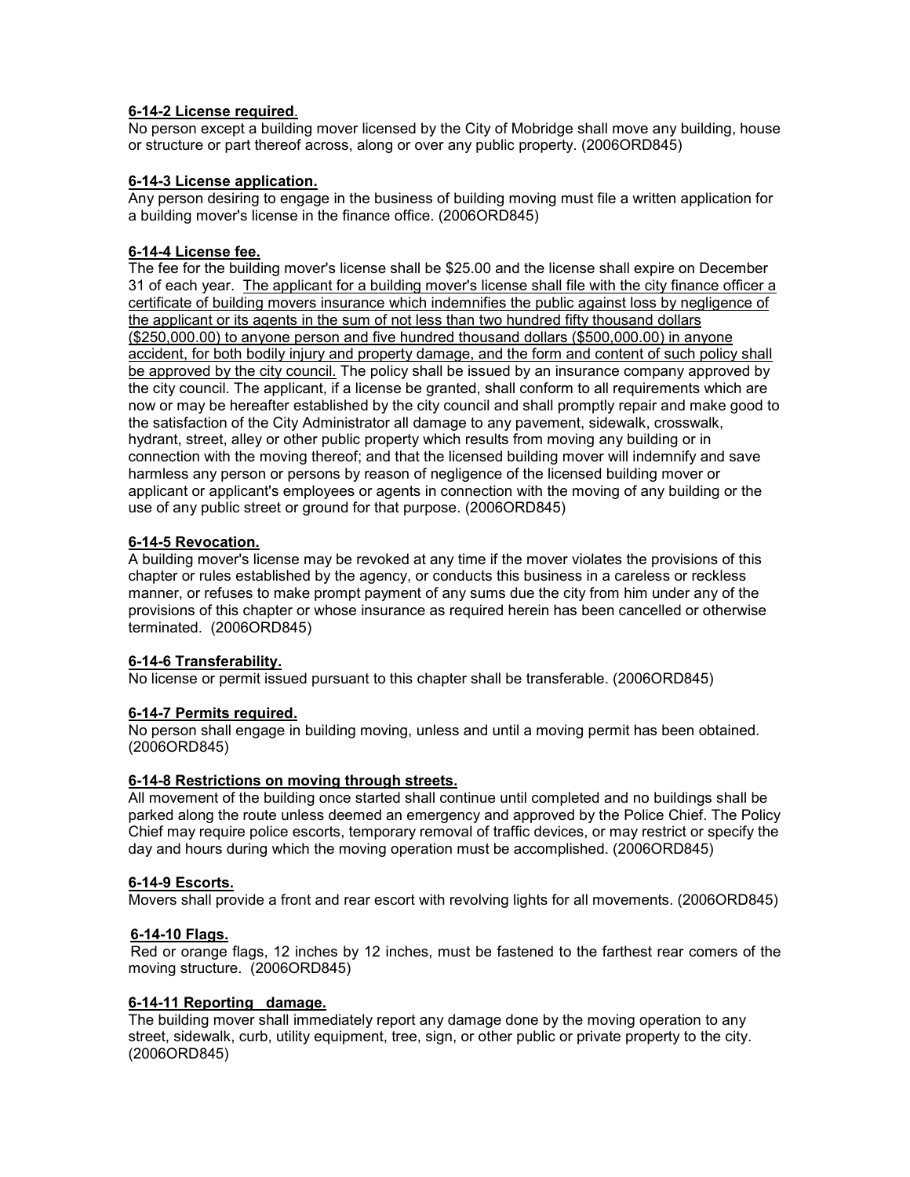**6-14-2 License required**.
No person except a building mover licensed by the City of Mobridge shall move any building, house or structure or part thereof across, along or over any public property. (2006ORD845)

**6-14-3 License application.**
Any person desiring to engage in the business of building moving must file a written application for a building mover's license in the finance office. (2006ORD845)

**6-14-4 License fee.**
The fee for the building mover's license shall be $25.00 and the license shall expire on December 31 of each year. The applicant for a building mover's license shall file with the city finance officer a certificate of building movers insurance which indemnifies the public against loss by negligence of the applicant or its agents in the sum of not less than two hundred fifty thousand dollars ($250,000.00) to anyone person and five hundred thousand dollars ($500,000.00) in anyone accident, for both bodily injury and property damage, and the form and content of such policy shall be approved by the city council. The policy shall be issued by an insurance company approved by the city council. The applicant, if a license be granted, shall conform to all requirements which are now or may be hereafter established by the city council and shall promptly repair and make good to the satisfaction of the City Administrator all damage to any pavement, sidewalk, crosswalk, hydrant, street, alley or other public property which results from moving any building or in connection with the moving thereof; and that the licensed building mover will indemnify and save harmless any person or persons by reason of negligence of the licensed building mover or applicant or applicant's employees or agents in connection with the moving of any building or the use of any public street or ground for that purpose. (2006ORD845)

**6-14-5 Revocation.**
A building mover's license may be revoked at any time if the mover violates the provisions of this chapter or rules established by the agency, or conducts this business in a careless or reckless manner, or refuses to make prompt payment of any sums due the city from him under any of the provisions of this chapter or whose insurance as required herein has been cancelled or otherwise terminated. (2006ORD845)

**6-14-6 Transferability.**
No license or permit issued pursuant to this chapter shall be transferable. (2006ORD845)

**6-14-7 Permits required.**
No person shall engage in building moving, unless and until a moving permit has been obtained. (2006ORD845)

**6-14-8 Restrictions on moving through streets.**
All movement of the building once started shall continue until completed and no buildings shall be parked along the route unless deemed an emergency and approved by the Police Chief. The Policy Chief may require police escorts, temporary removal of traffic devices, or may restrict or specify the day and hours during which the moving operation must be accomplished. (2006ORD845)

**6-14-9 Escorts.**
Movers shall provide a front and rear escort with revolving lights for all movements. (2006ORD845)

**6-14-10 Flags.**
Red or orange flags, 12 inches by 12 inches, must be fastened to the farthest rear comers of the moving structure. (2006ORD845)

**6-14-11 Reporting damage.**
The building mover shall immediately report any damage done by the moving operation to any street, sidewalk, curb, utility equipment, tree, sign, or other public or private property to the city. (2006ORD845)